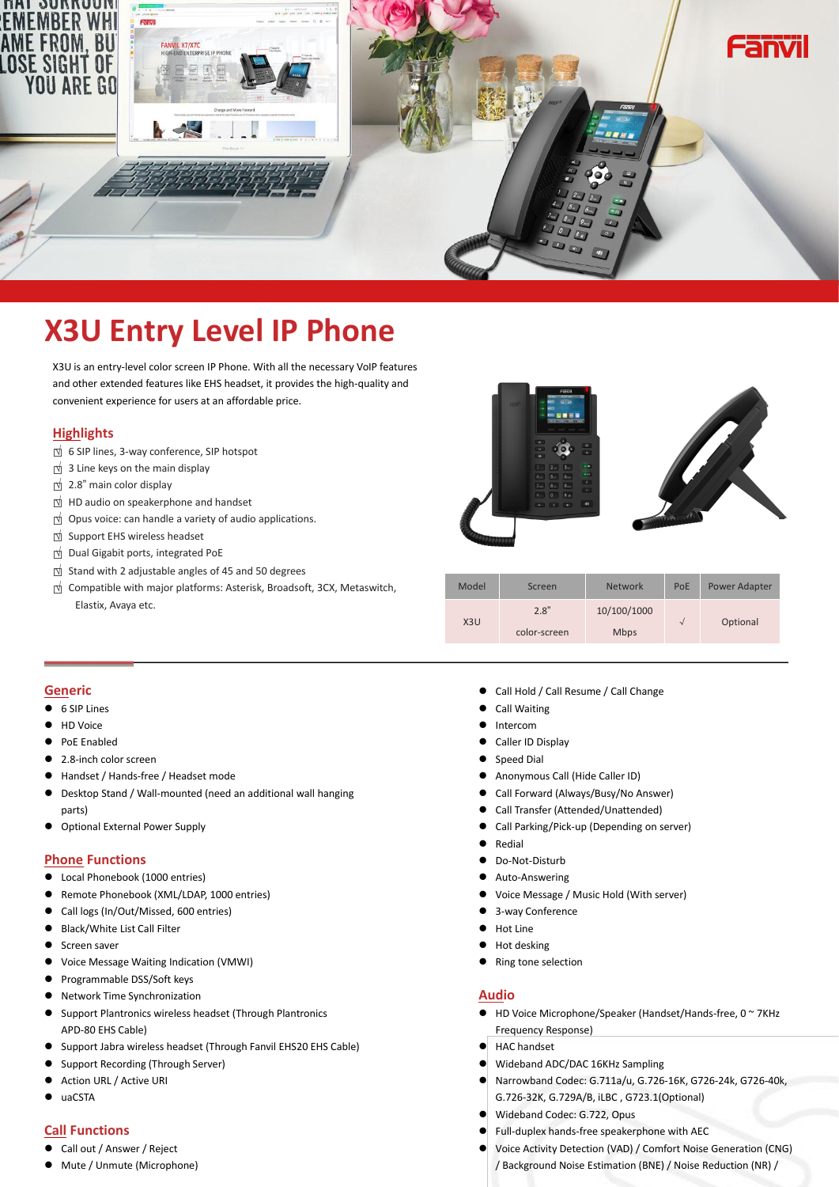# X3U Entry Level IP Phone

X3U is an entry-level color screen IP Phone. With all the necessary VoIP features and other extended features like EHS headset, it provides the high-quality and convenient experience for users at an affordable price.

## Highlights

- 6 SIP lines, 3-way conference, SIP hotspot
- 3 Line keys on the main display
- 2.8" main color display
- HD audio on speakerphone and handset
- Opus voice: can handle a variety of audio applications.
- Support EHS wireless headset
- Dual Gigabit ports, integrated PoE
- Stand with 2 adjustable angles of 45 and 50 degrees
- Compatible with major platforms: Asterisk, Broadsoft, 3CX, Metaswitch, Elastix, Avaya etc.

| Model | Screen | Network | PoE | Power Adapter |
|---|---|---|---|---|
| X3U | 2.8" color-screen | 10/100/1000 Mbps | √ | Optional |

## Generic

- 6 SIP Lines
- HD Voice
- PoE Enabled
- 2.8-inch color screen
- Handset / Hands-free / Headset mode
- Desktop Stand / Wall-mounted (need an additional wall hanging parts)
- Optional External Power Supply

## Phone Functions

- Local Phonebook (1000 entries)
- Remote Phonebook (XML/LDAP, 1000 entries)
- Call logs (In/Out/Missed, 600 entries)
- Black/White List Call Filter
- Screen saver
- Voice Message Waiting Indication (VMWI)
- Programmable DSS/Soft keys
- Network Time Synchronization
- Support Plantronics wireless headset (Through Plantronics APD-80 EHS Cable)
- Support Jabra wireless headset (Through Fanvil EHS20 EHS Cable)
- Support Recording (Through Server)
- Action URL / Active URI
- uaCSTA

## Call Functions

- Call out / Answer / Reject
- Mute / Unmute (Microphone)
- Call Hold / Call Resume / Call Change
- Call Waiting
- Intercom
- Caller ID Display
- Speed Dial
- Anonymous Call (Hide Caller ID)
- Call Forward (Always/Busy/No Answer)
- Call Transfer (Attended/Unattended)
- Call Parking/Pick-up (Depending on server)
- Redial
- Do-Not-Disturb
- Auto-Answering
- Voice Message / Music Hold (With server)
- 3-way Conference
- Hot Line
- Hot desking
- Ring tone selection

## Audio

- HD Voice Microphone/Speaker (Handset/Hands-free, 0 ~ 7KHz Frequency Response)
- HAC handset
- Wideband ADC/DAC 16KHz Sampling
- Narrowband Codec: G.711a/u, G.726-16K, G726-24k, G726-40k, G.726-32K, G.729A/B, iLBC , G723.1(Optional)
- Wideband Codec: G.722, Opus
- Full-duplex hands-free speakerphone with AEC
- Voice Activity Detection (VAD) / Comfort Noise Generation (CNG) / Background Noise Estimation (BNE) / Noise Reduction (NR) /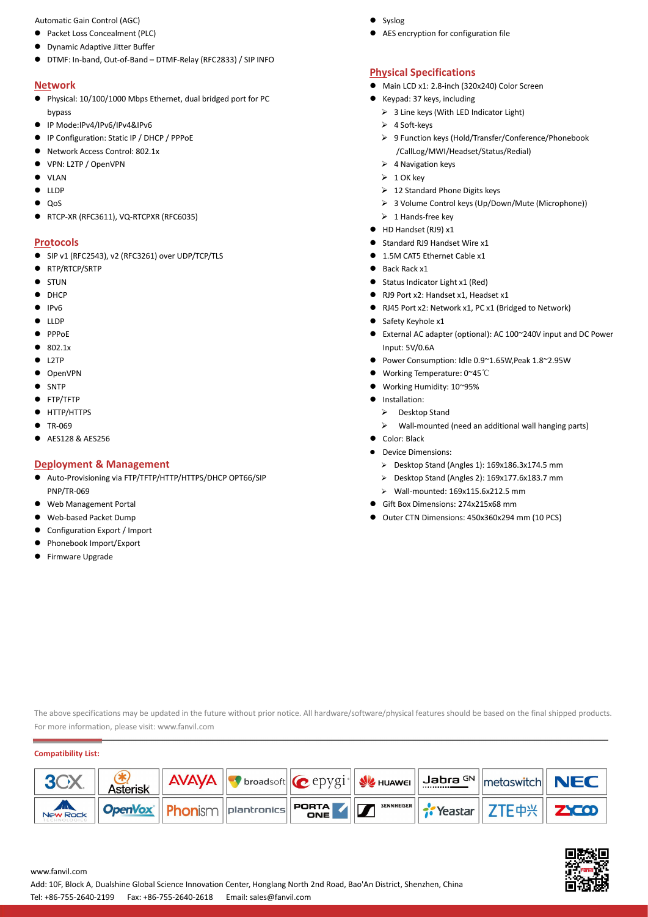- Automatic Gain Control (AGC)
- Packet Loss Concealment (PLC)
- Dynamic Adaptive Jitter Buffer
- DTMF: In-band, Out-of-Band – DTMF-Relay (RFC2833) / SIP INFO

## Network

- Physical: 10/100/1000 Mbps Ethernet, dual bridged port for PC bypass
- IP Mode:IPv4/IPv6/IPv4&IPv6
- IP Configuration: Static IP / DHCP / PPPoE
- Network Access Control: 802.1x
- VPN: L2TP / OpenVPN
- VLAN
- LLDP
- QoS
- RTCP-XR (RFC3611), VQ-RTCPXR (RFC6035)

## Protocols

- SIP v1 (RFC2543), v2 (RFC3261) over UDP/TCP/TLS
- RTP/RTCP/SRTP
- STUN
- DHCP
- IPv6
- LLDP
- PPPoE
- 802.1x
- L2TP
- OpenVPN
- SNTP
- FTP/TFTP
- HTTP/HTTPS
- TR-069
- AES128 & AES256

## Deployment & Management

- Auto-Provisioning via FTP/TFTP/HTTP/HTTPS/DHCP OPT66/SIP PNP/TR-069
- Web Management Portal
- Web-based Packet Dump
- Configuration Export / Import
- Phonebook Import/Export
- Firmware Upgrade
- Syslog
- AES encryption for configuration file

## Physical Specifications

- Main LCD x1: 2.8-inch (320x240) Color Screen
- Keypad: 37 keys, including
  - 3 Line keys (With LED Indicator Light)
  - 4 Soft-keys
  - 9 Function keys (Hold/Transfer/Conference/Phonebook /CallLog/MWI/Headset/Status/Redial)
  - 4 Navigation keys
  - 1 OK key
  - 12 Standard Phone Digits keys
  - 3 Volume Control keys (Up/Down/Mute (Microphone))
  - 1 Hands-free key
- HD Handset (RJ9) x1
- Standard RJ9 Handset Wire x1
- 1.5M CAT5 Ethernet Cable x1
- Back Rack x1
- Status Indicator Light x1 (Red)
- RJ9 Port x2: Handset x1, Headset x1
- RJ45 Port x2: Network x1, PC x1 (Bridged to Network)
- Safety Keyhole x1
- External AC adapter (optional): AC 100~240V input and DC Power Input: 5V/0.6A
- Power Consumption: Idle 0.9~1.65W,Peak 1.8~2.95W
- Working Temperature: 0~45℃
- Working Humidity: 10~95%
- Installation:
  - Desktop Stand
  - Wall-mounted (need an additional wall hanging parts)
- Color: Black
- Device Dimensions:
  - Desktop Stand (Angles 1): 169x186.3x174.5 mm
  - Desktop Stand (Angles 2): 169x177.6x183.7 mm
  - Wall-mounted: 169x115.6x212.5 mm
- Gift Box Dimensions: 274x215x68 mm
- Outer CTN Dimensions: 450x360x294 mm (10 PCS)

The above specifications may be updated in the future without prior notice. All hardware/software/physical features should be based on the final shipped products. For more information, please visit: www.fanvil.com

**Compatibility List:**

3CX, Asterisk, AVAYA, broadsoft, epygi, HUAWEI, Jabra GN, metaswitch, NEC, New Rock, OpenVox, Phonism, plantronics, PORTA ONE, SENNHEISER, Yeastar, ZTE中兴, ZYCOO

www.fanvil.com

Add: 10F, Block A, Dualshine Global Science Innovation Center, Honglang North 2nd Road, Bao'An District, Shenzhen, China

Tel: +86-755-2640-2199 Fax: +86-755-2640-2618 Email: sales@fanvil.com